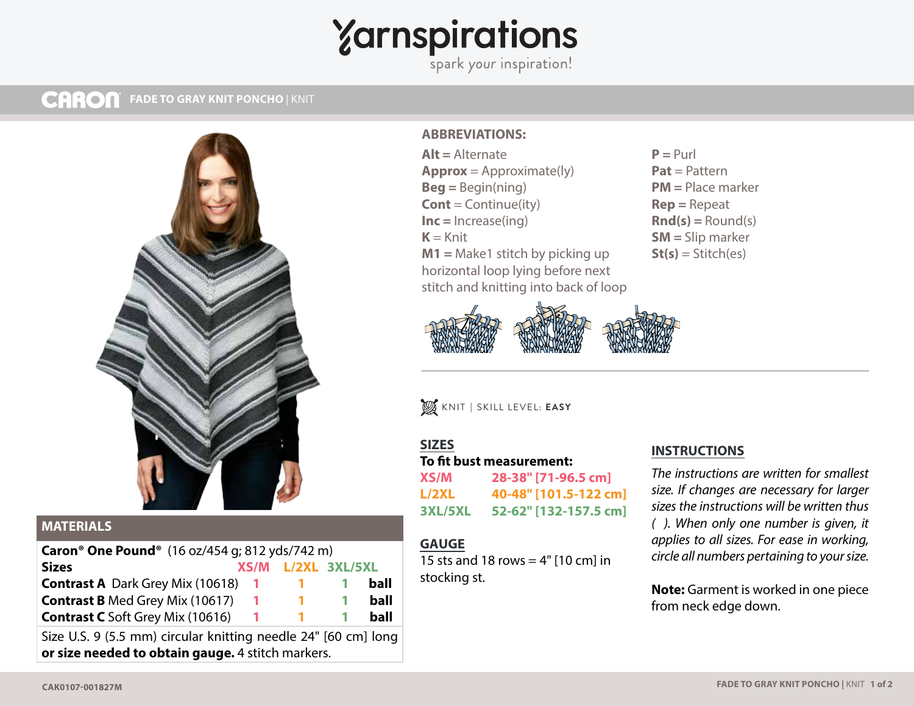# Yarnspirations

spark your inspiration!

## CARON FADE TO GRAY KNIT PONCHO | KNIT

## MATERIALS

**Caron® One Pound®** (16 oz/454 g; 812 yds/742 m)

| **Sizes** | **XS/M** | **L/2XL** | **3XL/5XL** | |
|---|---|---|---|---|
| **Contrast A** Dark Grey Mix (10618) | 1 | 1 | 1 | **ball** |
| **Contrast B** Med Grey Mix (10617) | 1 | 1 | 1 | **ball** |
| **Contrast C** Soft Grey Mix (10616) | 1 | 1 | 1 | **ball** |

Size U.S. 9 (5.5 mm) circular knitting needle 24" [60 cm] long **or size needed to obtain gauge.** 4 stitch markers.

## ABBREVIATIONS:

**Alt** = Alternate
**Approx** = Approximate(ly)
**Beg** = Begin(ning)
**Cont** = Continue(ity)
**Inc** = Increase(ing)
**K** = Knit
**M1** = Make1 stitch by picking up horizontal loop lying before next stitch and knitting into back of loop
**P** = Purl
**Pat** = Pattern
**PM** = Place marker
**Rep** = Repeat
**Rnd(s)** = Round(s)
**SM** = Slip marker
**St(s)** = Stitch(es)

KNIT | SKILL LEVEL: **EASY**

## SIZES

**To fit bust measurement:**

**XS/M** **28-38" [71-96.5 cm]**
**L/2XL** **40-48" [101.5-122 cm]**
**3XL/5XL** **52-62" [132-157.5 cm]**

## GAUGE

15 sts and 18 rows = 4" [10 cm] in stocking st.

## INSTRUCTIONS

*The instructions are written for smallest size. If changes are necessary for larger sizes the instructions will be written thus ( ). When only one number is given, it applies to all sizes. For ease in working, circle all numbers pertaining to your size.*

**Note:** Garment is worked in one piece from neck edge down.

CAK0107-001827M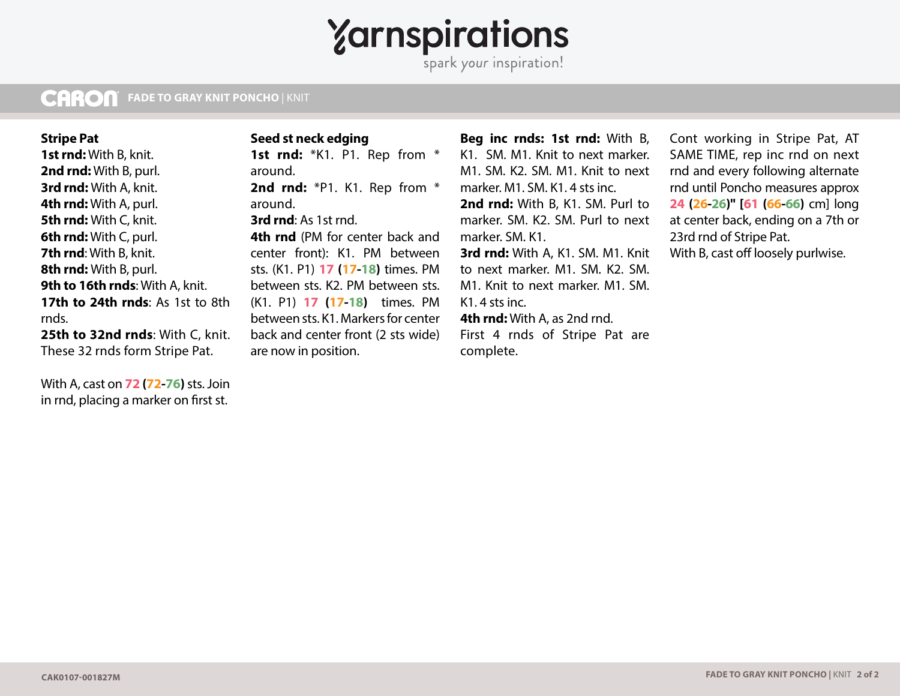**Stripe Pat**

**1st rnd:** With B, knit.
**2nd rnd:** With B, purl.
**3rd rnd:** With A, knit.
**4th rnd:** With A, purl.
**5th rnd:** With C, knit.
**6th rnd:** With C, purl.
**7th rnd**: With B, knit.
**8th rnd:** With B, purl.
**9th to 16th rnds**: With A, knit.
**17th to 24th rnds**: As 1st to 8th rnds.
**25th to 32nd rnds**: With C, knit.
These 32 rnds form Stripe Pat.

With A, cast on 72 (72-76) sts. Join in rnd, placing a marker on first st.

**Seed st neck edging**

**1st rnd:** *K1. P1. Rep from * around.
**2nd rnd:** *P1. K1. Rep from * around.
**3rd rnd**: As 1st rnd.
**4th rnd** (PM for center back and center front): K1. PM between sts. (K1. P1) 17 (17-18) times. PM between sts. K2. PM between sts. (K1. P1) 17 (17-18) times. PM between sts. K1. Markers for center back and center front (2 sts wide) are now in position.

**Beg inc rnds: 1st rnd:** With B, K1. SM. M1. Knit to next marker. M1. SM. K2. SM. M1. Knit to next marker. M1. SM. K1. 4 sts inc.
**2nd rnd:** With B, K1. SM. Purl to marker. SM. K2. SM. Purl to next marker. SM. K1.
**3rd rnd:** With A, K1. SM. M1. Knit to next marker. M1. SM. K2. SM. M1. Knit to next marker. M1. SM. K1. 4 sts inc.
**4th rnd:** With A, as 2nd rnd.
First 4 rnds of Stripe Pat are complete.

Cont working in Stripe Pat, AT SAME TIME, rep inc rnd on next rnd and every following alternate rnd until Poncho measures approx 24 (26-26)" [61 (66-66) cm] long at center back, ending on a 7th or 23rd rnd of Stripe Pat.
With B, cast off loosely purlwise.

CAK0107-001827M